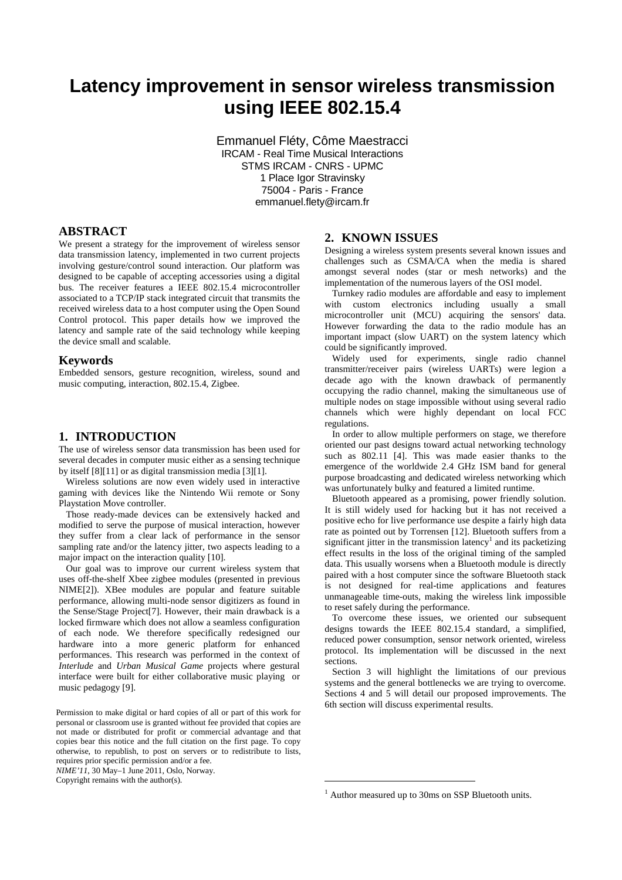# Latency improvement in sensor wireless transmission using IEEE 802.15.4

Emmanuel Fléty, Côme Maestracci
IRCAM - Real Time Musical Interactions
STMS IRCAM - CNRS - UPMC
1 Place Igor Stravinsky
75004 - Paris - France
emmanuel.flety@ircam.fr

## ABSTRACT

We present a strategy for the improvement of wireless sensor data transmission latency, implemented in two current projects involving gesture/control sound interaction. Our platform was designed to be capable of accepting accessories using a digital bus. The receiver features a IEEE 802.15.4 microcontroller associated to a TCP/IP stack integrated circuit that transmits the received wireless data to a host computer using the Open Sound Control protocol. This paper details how we improved the latency and sample rate of the said technology while keeping the device small and scalable.

## Keywords

Embedded sensors, gesture recognition, wireless, sound and music computing, interaction, 802.15.4, Zigbee.

## 1. INTRODUCTION

The use of wireless sensor data transmission has been used for several decades in computer music either as a sensing technique by itself [8][11] or as digital transmission media [3][1].

Wireless solutions are now even widely used in interactive gaming with devices like the Nintendo Wii remote or Sony Playstation Move controller.

Those ready-made devices can be extensively hacked and modified to serve the purpose of musical interaction, however they suffer from a clear lack of performance in the sensor sampling rate and/or the latency jitter, two aspects leading to a major impact on the interaction quality [10].

Our goal was to improve our current wireless system that uses off-the-shelf Xbee zigbee modules (presented in previous NIME[2]). XBee modules are popular and feature suitable performance, allowing multi-node sensor digitizers as found in the Sense/Stage Project[7]. However, their main drawback is a locked firmware which does not allow a seamless configuration of each node. We therefore specifically redesigned our hardware into a more generic platform for enhanced performances. This research was performed in the context of *Interlude* and *Urban Musical Game* projects where gestural interface were built for either collaborative music playing or music pedagogy [9].

Permission to make digital or hard copies of all or part of this work for personal or classroom use is granted without fee provided that copies are not made or distributed for profit or commercial advantage and that copies bear this notice and the full citation on the first page. To copy otherwise, to republish, to post on servers or to redistribute to lists, requires prior specific permission and/or a fee.
*NIME'11*, 30 May–1 June 2011, Oslo, Norway.
Copyright remains with the author(s).

## 2. KNOWN ISSUES

Designing a wireless system presents several known issues and challenges such as CSMA/CA when the media is shared amongst several nodes (star or mesh networks) and the implementation of the numerous layers of the OSI model.

Turnkey radio modules are affordable and easy to implement with custom electronics including usually a small microcontroller unit (MCU) acquiring the sensors' data. However forwarding the data to the radio module has an important impact (slow UART) on the system latency which could be significantly improved.

Widely used for experiments, single radio channel transmitter/receiver pairs (wireless UARTs) were legion a decade ago with the known drawback of permanently occupying the radio channel, making the simultaneous use of multiple nodes on stage impossible without using several radio channels which were highly dependant on local FCC regulations.

In order to allow multiple performers on stage, we therefore oriented our past designs toward actual networking technology such as 802.11 [4]. This was made easier thanks to the emergence of the worldwide 2.4 GHz ISM band for general purpose broadcasting and dedicated wireless networking which was unfortunately bulky and featured a limited runtime.

Bluetooth appeared as a promising, power friendly solution. It is still widely used for hacking but it has not received a positive echo for live performance use despite a fairly high data rate as pointed out by Torrensen [12]. Bluetooth suffers from a significant jitter in the transmission latency[1] and its packetizing effect results in the loss of the original timing of the sampled data. This usually worsens when a Bluetooth module is directly paired with a host computer since the software Bluetooth stack is not designed for real-time applications and features unmanageable time-outs, making the wireless link impossible to reset safely during the performance.

To overcome these issues, we oriented our subsequent designs towards the IEEE 802.15.4 standard, a simplified, reduced power consumption, sensor network oriented, wireless protocol. Its implementation will be discussed in the next sections.

Section 3 will highlight the limitations of our previous systems and the general bottlenecks we are trying to overcome. Sections 4 and 5 will detail our proposed improvements. The 6th section will discuss experimental results.

[1] Author measured up to 30ms on SSP Bluetooth units.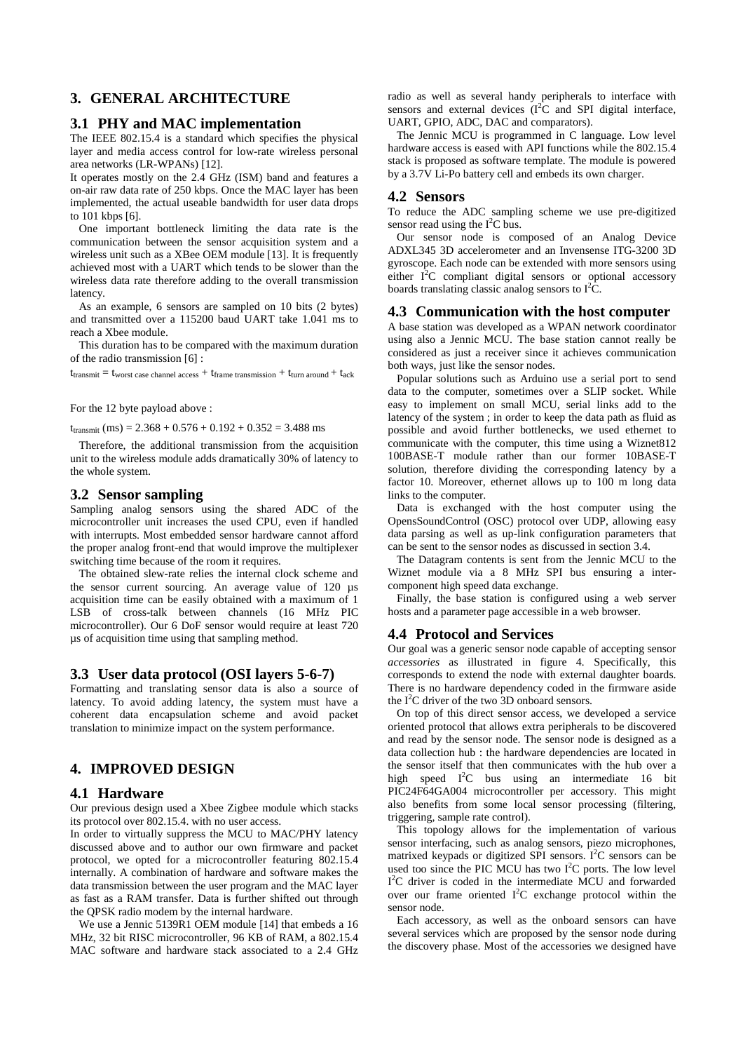## 3. GENERAL ARCHITECTURE

### 3.1 PHY and MAC implementation

The IEEE 802.15.4 is a standard which specifies the physical layer and media access control for low-rate wireless personal area networks (LR-WPANs) [12].

It operates mostly on the 2.4 GHz (ISM) band and features a on-air raw data rate of 250 kbps. Once the MAC layer has been implemented, the actual useable bandwidth for user data drops to 101 kbps [6].

One important bottleneck limiting the data rate is the communication between the sensor acquisition system and a wireless unit such as a XBee OEM module [13]. It is frequently achieved most with a UART which tends to be slower than the wireless data rate therefore adding to the overall transmission latency.

As an example, 6 sensors are sampled on 10 bits (2 bytes) and transmitted over a 115200 baud UART take 1.041 ms to reach a Xbee module.

This duration has to be compared with the maximum duration of the radio transmission [6] :

$t_{transmit} = t_{worst\ case\ channel\ access} + t_{frame\ transmission} + t_{turn\ around} + t_{ack}$

For the 12 byte payload above :

$t_{transmit}\ (ms) = 2.368 + 0.576 + 0.192 + 0.352 = 3.488$ ms

Therefore, the additional transmission from the acquisition unit to the wireless module adds dramatically 30% of latency to the whole system.

### 3.2 Sensor sampling

Sampling analog sensors using the shared ADC of the microcontroller unit increases the used CPU, even if handled with interrupts. Most embedded sensor hardware cannot afford the proper analog front-end that would improve the multiplexer switching time because of the room it requires.

The obtained slew-rate relies the internal clock scheme and the sensor current sourcing. An average value of 120 µs acquisition time can be easily obtained with a maximum of 1 LSB of cross-talk between channels (16 MHz PIC microcontroller). Our 6 DoF sensor would require at least 720 µs of acquisition time using that sampling method.

### 3.3 User data protocol (OSI layers 5-6-7)

Formatting and translating sensor data is also a source of latency. To avoid adding latency, the system must have a coherent data encapsulation scheme and avoid packet translation to minimize impact on the system performance.

## 4. IMPROVED DESIGN

### 4.1 Hardware

Our previous design used a Xbee Zigbee module which stacks its protocol over 802.15.4. with no user access.

In order to virtually suppress the MCU to MAC/PHY latency discussed above and to author our own firmware and packet protocol, we opted for a microcontroller featuring 802.15.4 internally. A combination of hardware and software makes the data transmission between the user program and the MAC layer as fast as a RAM transfer. Data is further shifted out through the QPSK radio modem by the internal hardware.

We use a Jennic 5139R1 OEM module [14] that embeds a 16 MHz, 32 bit RISC microcontroller, 96 KB of RAM, a 802.15.4 MAC software and hardware stack associated to a 2.4 GHz radio as well as several handy peripherals to interface with sensors and external devices ($I^2C$ and SPI digital interface, UART, GPIO, ADC, DAC and comparators).

The Jennic MCU is programmed in C language. Low level hardware access is eased with API functions while the 802.15.4 stack is proposed as software template. The module is powered by a 3.7V Li-Po battery cell and embeds its own charger.

### 4.2 Sensors

To reduce the ADC sampling scheme we use pre-digitized sensor read using the $I^2C$ bus.

Our sensor node is composed of an Analog Device ADXL345 3D accelerometer and an Invensense ITG-3200 3D gyroscope. Each node can be extended with more sensors using either $I^2C$ compliant digital sensors or optional accessory boards translating classic analog sensors to $I^2C$.

### 4.3 Communication with the host computer

A base station was developed as a WPAN network coordinator using also a Jennic MCU. The base station cannot really be considered as just a receiver since it achieves communication both ways, just like the sensor nodes.

Popular solutions such as Arduino use a serial port to send data to the computer, sometimes over a SLIP socket. While easy to implement on small MCU, serial links add to the latency of the system ; in order to keep the data path as fluid as possible and avoid further bottlenecks, we used ethernet to communicate with the computer, this time using a Wiznet812 100BASE-T module rather than our former 10BASE-T solution, therefore dividing the corresponding latency by a factor 10. Moreover, ethernet allows up to 100 m long data links to the computer.

Data is exchanged with the host computer using the OpensSoundControl (OSC) protocol over UDP, allowing easy data parsing as well as up-link configuration parameters that can be sent to the sensor nodes as discussed in section 3.4.

The Datagram contents is sent from the Jennic MCU to the Wiznet module via a 8 MHz SPI bus ensuring a inter-component high speed data exchange.

Finally, the base station is configured using a web server hosts and a parameter page accessible in a web browser.

### 4.4 Protocol and Services

Our goal was a generic sensor node capable of accepting sensor *accessories* as illustrated in figure 4. Specifically, this corresponds to extend the node with external daughter boards. There is no hardware dependency coded in the firmware aside the $I^2C$ driver of the two 3D onboard sensors.

On top of this direct sensor access, we developed a service oriented protocol that allows extra peripherals to be discovered and read by the sensor node. The sensor node is designed as a data collection hub : the hardware dependencies are located in the sensor itself that then communicates with the hub over a high speed $I^2C$ bus using an intermediate 16 bit PIC24F64GA004 microcontroller per accessory. This might also benefits from some local sensor processing (filtering, triggering, sample rate control).

This topology allows for the implementation of various sensor interfacing, such as analog sensors, piezo microphones, matrixed keypads or digitized SPI sensors. $I^2C$ sensors can be used too since the PIC MCU has two $I^2C$ ports. The low level $I^2C$ driver is coded in the intermediate MCU and forwarded over our frame oriented $I^2C$ exchange protocol within the sensor node.

Each accessory, as well as the onboard sensors can have several services which are proposed by the sensor node during the discovery phase. Most of the accessories we designed have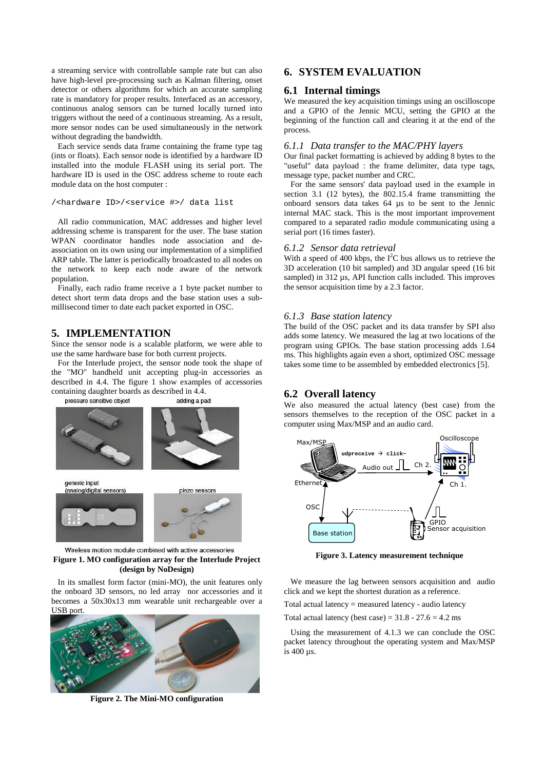a streaming service with controllable sample rate but can also have high-level pre-processing such as Kalman filtering, onset detector or others algorithms for which an accurate sampling rate is mandatory for proper results. Interfaced as an accessory, continuous analog sensors can be turned locally turned into triggers without the need of a continuous streaming. As a result, more sensor nodes can be used simultaneously in the network without degrading the bandwidth.

Each service sends data frame containing the frame type tag (ints or floats). Each sensor node is identified by a hardware ID installed into the module FLASH using its serial port. The hardware ID is used in the OSC address scheme to route each module data on the host computer :

```
/<hardware ID>/<service #>/ data list
```

All radio communication, MAC addresses and higher level addressing scheme is transparent for the user. The base station WPAN coordinator handles node association and de-association on its own using our implementation of a simplified ARP table. The latter is periodically broadcasted to all nodes on the network to keep each node aware of the network population.

Finally, each radio frame receive a 1 byte packet number to detect short term data drops and the base station uses a sub-millisecond timer to date each packet exported in OSC.

## 5. IMPLEMENTATION

Since the sensor node is a scalable platform, we were able to use the same hardware base for both current projects.

For the Interlude project, the sensor node took the shape of the "MO" handheld unit accepting plug-in accessories as described in 4.4. The figure 1 show examples of accessories containing daughter boards as described in 4.4.

pressure sensitive object — adding a pad — generic input (analog/digital sensors) — piezo sensors

Wireless motion module combined with active accessories

**Figure 1. MO configuration array for the Interlude Project (design by NoDesign)**

In its smallest form factor (mini-MO), the unit features only the onboard 3D sensors, no led array nor accessories and it becomes a 50x30x13 mm wearable unit rechargeable over a USB port.

**Figure 2. The Mini-MO configuration**

## 6. SYSTEM EVALUATION

### 6.1 Internal timings

We measured the key acquisition timings using an oscilloscope and a GPIO of the Jennic MCU, setting the GPIO at the beginning of the function call and clearing it at the end of the process.

#### *6.1.1 Data transfer to the MAC/PHY layers*

Our final packet formatting is achieved by adding 8 bytes to the "useful" data payload : the frame delimiter, data type tags, message type, packet number and CRC.

For the same sensors' data payload used in the example in section 3.1 (12 bytes), the 802.15.4 frame transmitting the onboard sensors data takes 64 µs to be sent to the Jennic internal MAC stack. This is the most important improvement compared to a separated radio module communicating using a serial port (16 times faster).

#### *6.1.2 Sensor data retrieval*

With a speed of 400 kbps, the $I^2C$ bus allows us to retrieve the 3D acceleration (10 bit sampled) and 3D angular speed (16 bit sampled) in 312 µs, API function calls included. This improves the sensor acquisition time by a 2.3 factor.

#### *6.1.3 Base station latency*

The build of the OSC packet and its data transfer by SPI also adds some latency. We measured the lag at two locations of the program using GPIOs. The base station processing adds 1.64 ms. This highlights again even a short, optimized OSC message takes some time to be assembled by embedded electronics [5].

### 6.2 Overall latency

We also measured the actual latency (best case) from the sensors themselves to the reception of the OSC packet in a computer using Max/MSP and an audio card.

Max/MSP — udpreceive → click~ — Audio out — Ch 2. — Oscilloscope — Ch 1. — Ethernet — OSC — Base station — GPIO — Sensor acquisition

**Figure 3. Latency measurement technique**

We measure the lag between sensors acquisition and audio click and we kept the shortest duration as a reference.

Total actual latency = measured latency - audio latency

Total actual latency (best case) = 31.8 - 27.6 = 4.2 ms

Using the measurement of 4.1.3 we can conclude the OSC packet latency throughout the operating system and Max/MSP is 400 µs.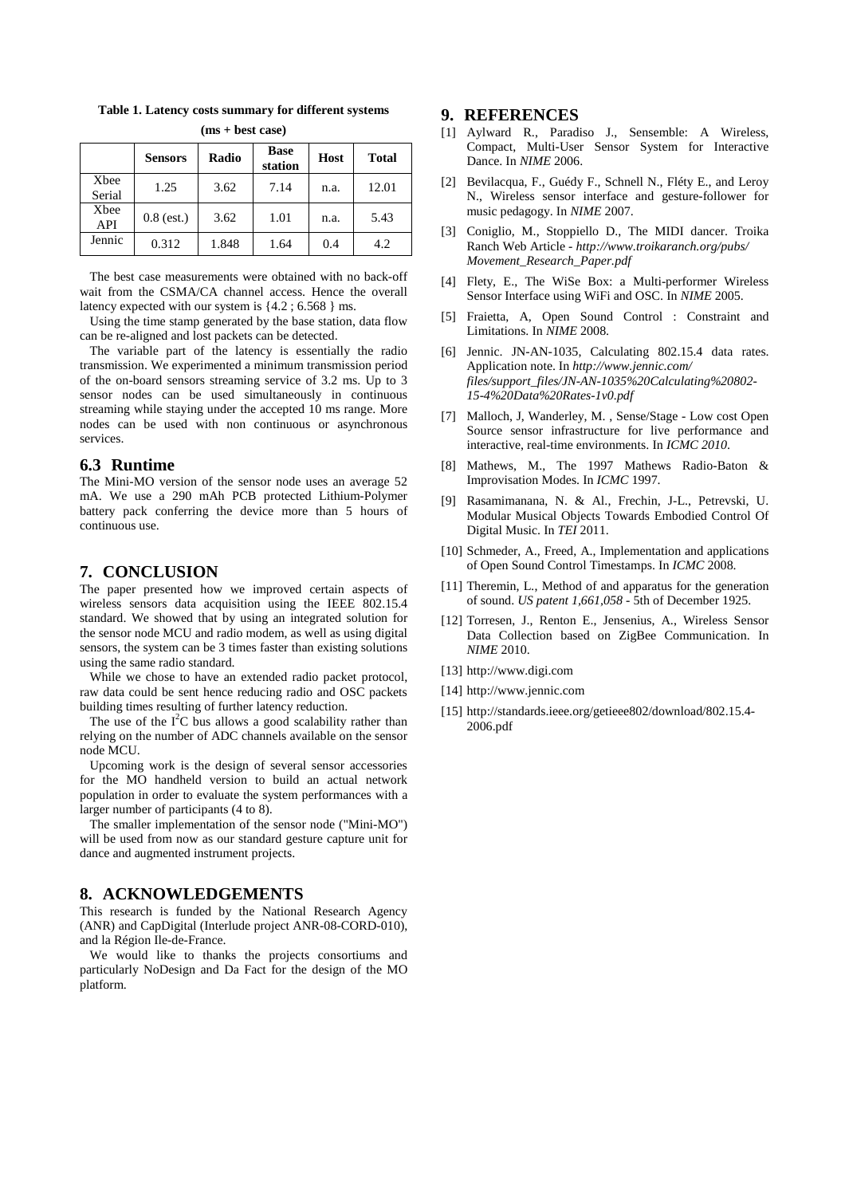**Table 1. Latency costs summary for different systems (ms + best case)**

| | Sensors | Radio | Base station | Host | Total |
|---|---|---|---|---|---|
| Xbee Serial | 1.25 | 3.62 | 7.14 | n.a. | 12.01 |
| Xbee API | 0.8 (est.) | 3.62 | 1.01 | n.a. | 5.43 |
| Jennic | 0.312 | 1.848 | 1.64 | 0.4 | 4.2 |

The best case measurements were obtained with no back-off wait from the CSMA/CA channel access. Hence the overall latency expected with our system is {4.2 ; 6.568 } ms.

Using the time stamp generated by the base station, data flow can be re-aligned and lost packets can be detected.

The variable part of the latency is essentially the radio transmission. We experimented a minimum transmission period of the on-board sensors streaming service of 3.2 ms. Up to 3 sensor nodes can be used simultaneously in continuous streaming while staying under the accepted 10 ms range. More nodes can be used with non continuous or asynchronous services.

### 6.3 Runtime

The Mini-MO version of the sensor node uses an average 52 mA. We use a 290 mAh PCB protected Lithium-Polymer battery pack conferring the device more than 5 hours of continuous use.

## 7. CONCLUSION

The paper presented how we improved certain aspects of wireless sensors data acquisition using the IEEE 802.15.4 standard. We showed that by using an integrated solution for the sensor node MCU and radio modem, as well as using digital sensors, the system can be 3 times faster than existing solutions using the same radio standard.

While we chose to have an extended radio packet protocol, raw data could be sent hence reducing radio and OSC packets building times resulting of further latency reduction.

The use of the $I^2C$ bus allows a good scalability rather than relying on the number of ADC channels available on the sensor node MCU.

Upcoming work is the design of several sensor accessories for the MO handheld version to build an actual network population in order to evaluate the system performances with a larger number of participants (4 to 8).

The smaller implementation of the sensor node ("Mini-MO") will be used from now as our standard gesture capture unit for dance and augmented instrument projects.

## 8. ACKNOWLEDGEMENTS

This research is funded by the National Research Agency (ANR) and CapDigital (Interlude project ANR-08-CORD-010), and la Région Ile-de-France.

We would like to thanks the projects consortiums and particularly NoDesign and Da Fact for the design of the MO platform.

## 9. REFERENCES

[1] Aylward R., Paradiso J., Sensemble: A Wireless, Compact, Multi-User Sensor System for Interactive Dance. In *NIME* 2006.

[2] Bevilacqua, F., Guédy F., Schnell N., Fléty E., and Leroy N., Wireless sensor interface and gesture-follower for music pedagogy. In *NIME* 2007.

[3] Coniglio, M., Stoppiello D., The MIDI dancer. Troika Ranch Web Article - *http://www.troikaranch.org/pubs/Movement_Research_Paper.pdf*

[4] Flety, E., The WiSe Box: a Multi-performer Wireless Sensor Interface using WiFi and OSC. In *NIME* 2005.

[5] Fraietta, A, Open Sound Control : Constraint and Limitations. In *NIME* 2008.

[6] Jennic. JN-AN-1035, Calculating 802.15.4 data rates. Application note. In *http://www.jennic.com/files/support_files/JN-AN-1035%20Calculating%20802-15-4%20Data%20Rates-1v0.pdf*

[7] Malloch, J, Wanderley, M. , Sense/Stage - Low cost Open Source sensor infrastructure for live performance and interactive, real-time environments. In *ICMC 2010*.

[8] Mathews, M., The 1997 Mathews Radio-Baton & Improvisation Modes. In *ICMC* 1997.

[9] Rasamimanana, N. & Al., Frechin, J-L., Petrevski, U. Modular Musical Objects Towards Embodied Control Of Digital Music. In *TEI* 2011.

[10] Schmeder, A., Freed, A., Implementation and applications of Open Sound Control Timestamps. In *ICMC* 2008.

[11] Theremin, L., Method of and apparatus for the generation of sound. *US patent 1,661,058* - 5th of December 1925.

[12] Torresen, J., Renton E., Jensenius, A., Wireless Sensor Data Collection based on ZigBee Communication. In *NIME* 2010.

[13] http://www.digi.com

[14] http://www.jennic.com

[15] http://standards.ieee.org/getieee802/download/802.15.4-2006.pdf